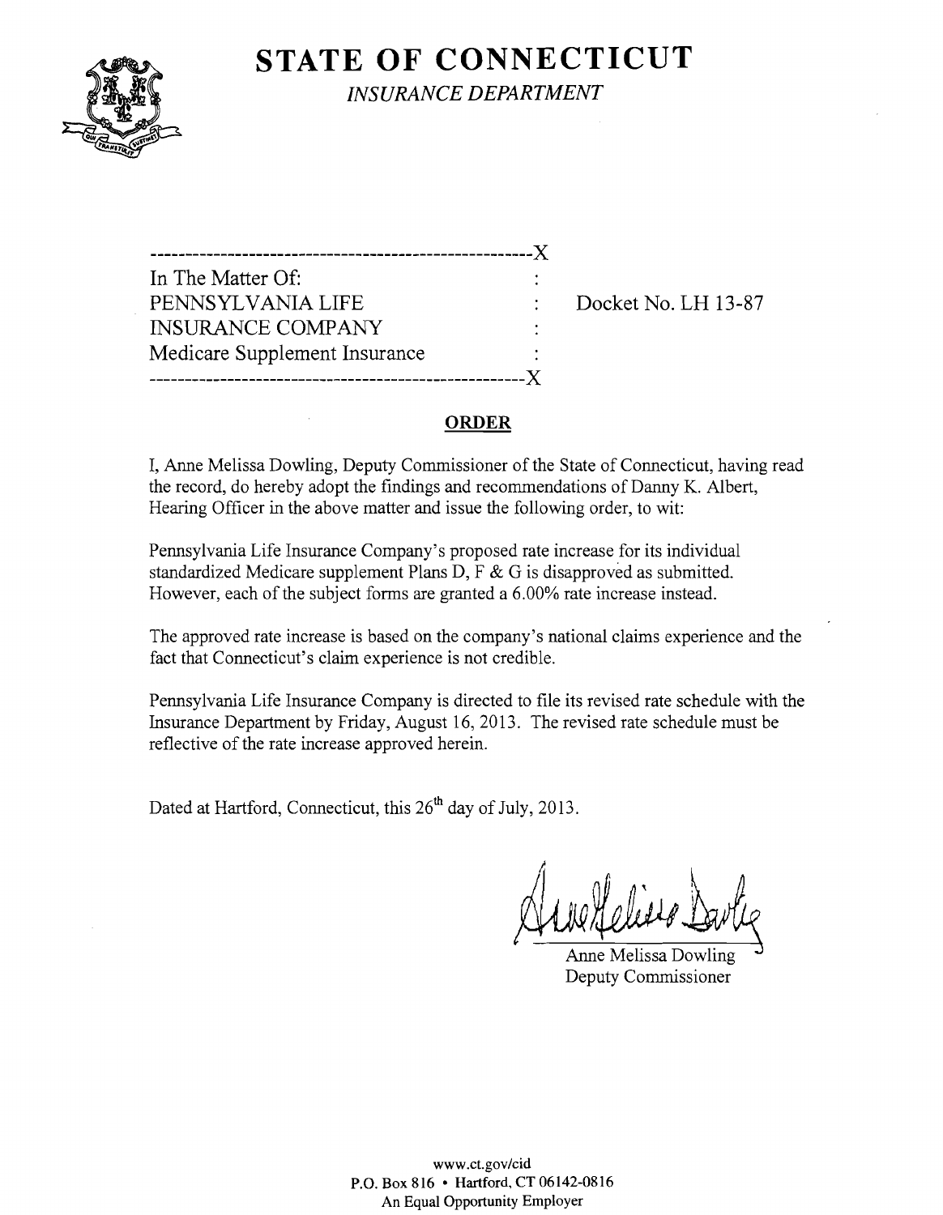# STATE OF CONNECTICUT

*INSURANCE DEPARTMENT*

```
-----------------------------------------------------X
In The Matter Of:                                    :
PENNSYLVANIA LIFE                                    :     Docket No. LH 13-87
INSURANCE COMPANY                                    :
Medicare Supplement Insurance                        :
-----------------------------------------------------X
```

## ORDER

I, Anne Melissa Dowling, Deputy Commissioner of the State of Connecticut, having read the record, do hereby adopt the findings and recommendations of Danny K. Albert, Hearing Officer in the above matter and issue the following order, to wit:

Pennsylvania Life Insurance Company's proposed rate increase for its individual standardized Medicare supplement Plans D, F & G is disapproved as submitted. However, each of the subject forms are granted a 6.00% rate increase instead.

The approved rate increase is based on the company's national claims experience and the fact that Connecticut's claim experience is not credible.

Pennsylvania Life Insurance Company is directed to file its revised rate schedule with the Insurance Department by Friday, August 16, 2013. The revised rate schedule must be reflective of the rate increase approved herein.

Dated at Hartford, Connecticut, this 26th day of July, 2013.

Anne Melissa Dowling
Deputy Commissioner

www.ct.gov/cid
P.O. Box 816 • Hartford, CT 06142-0816
An Equal Opportunity Employer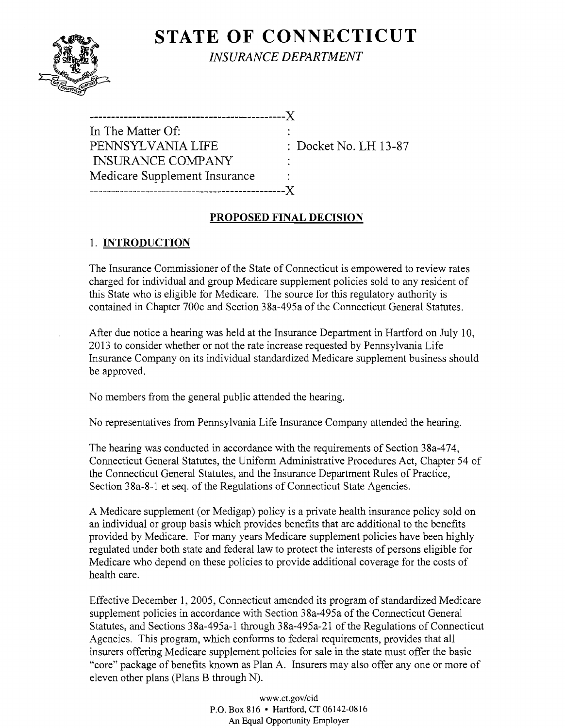# STATE OF CONNECTICUT

*INSURANCE DEPARTMENT*

---------------------------------------------X

In The Matter Of: :
PENNSYLVANIA LIFE : Docket No. LH 13-87
INSURANCE COMPANY :
Medicare Supplement Insurance :

---------------------------------------------X

## PROPOSED FINAL DECISION

### 1. INTRODUCTION

The Insurance Commissioner of the State of Connecticut is empowered to review rates charged for individual and group Medicare supplement policies sold to any resident of this State who is eligible for Medicare. The source for this regulatory authority is contained in Chapter 700c and Section 38a-495a of the Connecticut General Statutes.

After due notice a hearing was held at the Insurance Department in Hartford on July 10, 2013 to consider whether or not the rate increase requested by Pennsylvania Life Insurance Company on its individual standardized Medicare supplement business should be approved.

No members from the general public attended the hearing.

No representatives from Pennsylvania Life Insurance Company attended the hearing.

The hearing was conducted in accordance with the requirements of Section 38a-474, Connecticut General Statutes, the Uniform Administrative Procedures Act, Chapter 54 of the Connecticut General Statutes, and the Insurance Department Rules of Practice, Section 38a-8-1 et seq. of the Regulations of Connecticut State Agencies.

A Medicare supplement (or Medigap) policy is a private health insurance policy sold on an individual or group basis which provides benefits that are additional to the benefits provided by Medicare. For many years Medicare supplement policies have been highly regulated under both state and federal law to protect the interests of persons eligible for Medicare who depend on these policies to provide additional coverage for the costs of health care.

Effective December 1, 2005, Connecticut amended its program of standardized Medicare supplement policies in accordance with Section 38a-495a of the Connecticut General Statutes, and Sections 38a-495a-1 through 38a-495a-21 of the Regulations of Connecticut Agencies. This program, which conforms to federal requirements, provides that all insurers offering Medicare supplement policies for sale in the state must offer the basic "core" package of benefits known as Plan A. Insurers may also offer any one or more of eleven other plans (Plans B through N).

www.ct.gov/cid
P.O. Box 816 • Hartford, CT 06142-0816
An Equal Opportunity Employer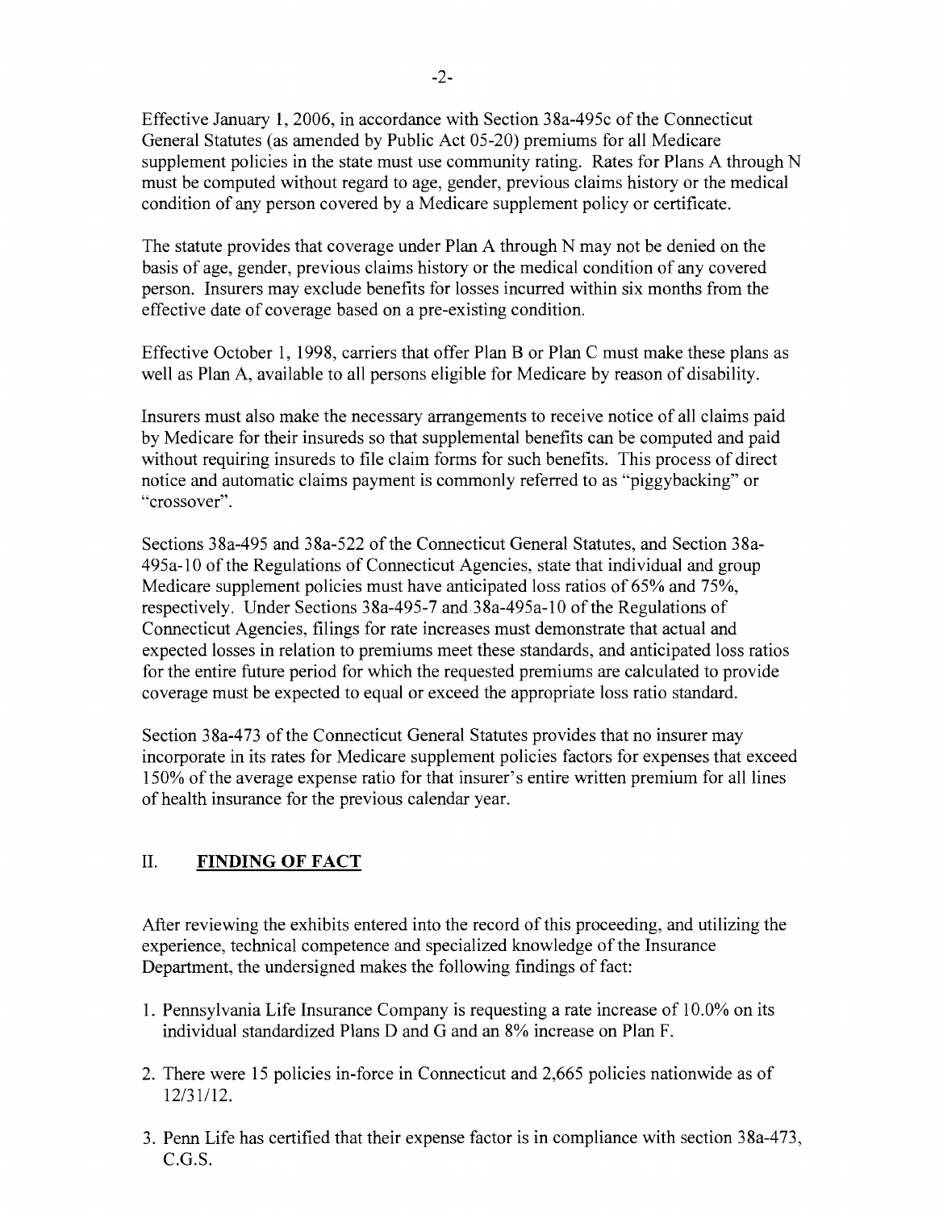Effective January 1, 2006, in accordance with Section 38a-495c of the Connecticut General Statutes (as amended by Public Act 05-20) premiums for all Medicare supplement policies in the state must use community rating. Rates for Plans A through N must be computed without regard to age, gender, previous claims history or the medical condition of any person covered by a Medicare supplement policy or certificate.

The statute provides that coverage under Plan A through N may not be denied on the basis of age, gender, previous claims history or the medical condition of any covered person. Insurers may exclude benefits for losses incurred within six months from the effective date of coverage based on a pre-existing condition.

Effective October 1, 1998, carriers that offer Plan B or Plan C must make these plans as well as Plan A, available to all persons eligible for Medicare by reason of disability.

Insurers must also make the necessary arrangements to receive notice of all claims paid by Medicare for their insureds so that supplemental benefits can be computed and paid without requiring insureds to file claim forms for such benefits. This process of direct notice and automatic claims payment is commonly referred to as "piggybacking" or "crossover".

Sections 38a-495 and 38a-522 of the Connecticut General Statutes, and Section 38a-495a-10 of the Regulations of Connecticut Agencies, state that individual and group Medicare supplement policies must have anticipated loss ratios of 65% and 75%, respectively. Under Sections 38a-495-7 and 38a-495a-10 of the Regulations of Connecticut Agencies, filings for rate increases must demonstrate that actual and expected losses in relation to premiums meet these standards, and anticipated loss ratios for the entire future period for which the requested premiums are calculated to provide coverage must be expected to equal or exceed the appropriate loss ratio standard.

Section 38a-473 of the Connecticut General Statutes provides that no insurer may incorporate in its rates for Medicare supplement policies factors for expenses that exceed 150% of the average expense ratio for that insurer's entire written premium for all lines of health insurance for the previous calendar year.

## II. FINDING OF FACT

After reviewing the exhibits entered into the record of this proceeding, and utilizing the experience, technical competence and specialized knowledge of the Insurance Department, the undersigned makes the following findings of fact:

1. Pennsylvania Life Insurance Company is requesting a rate increase of 10.0% on its individual standardized Plans D and G and an 8% increase on Plan F.
2. There were 15 policies in-force in Connecticut and 2,665 policies nationwide as of 12/31/12.
3. Penn Life has certified that their expense factor is in compliance with section 38a-473, C.G.S.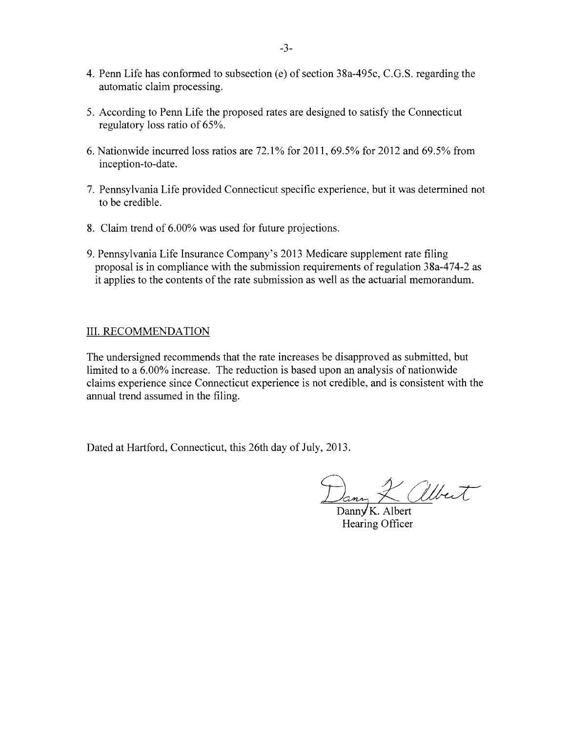4. Penn Life has conformed to subsection (e) of section 38a-495c, C.G.S. regarding the automatic claim processing.

5. According to Penn Life the proposed rates are designed to satisfy the Connecticut regulatory loss ratio of 65%.

6. Nationwide incurred loss ratios are 72.1% for 2011, 69.5% for 2012 and 69.5% from inception-to-date.

7. Pennsylvania Life provided Connecticut specific experience, but it was determined not to be credible.

8. Claim trend of 6.00% was used for future projections.

9. Pennsylvania Life Insurance Company's 2013 Medicare supplement rate filing proposal is in compliance with the submission requirements of regulation 38a-474-2 as it applies to the contents of the rate submission as well as the actuarial memorandum.

## III. RECOMMENDATION

The undersigned recommends that the rate increases be disapproved as submitted, but limited to a 6.00% increase. The reduction is based upon an analysis of nationwide claims experience since Connecticut experience is not credible, and is consistent with the annual trend assumed in the filing.

Dated at Hartford, Connecticut, this 26th day of July, 2013.

Danny K. Albert

Danny K. Albert
Hearing Officer